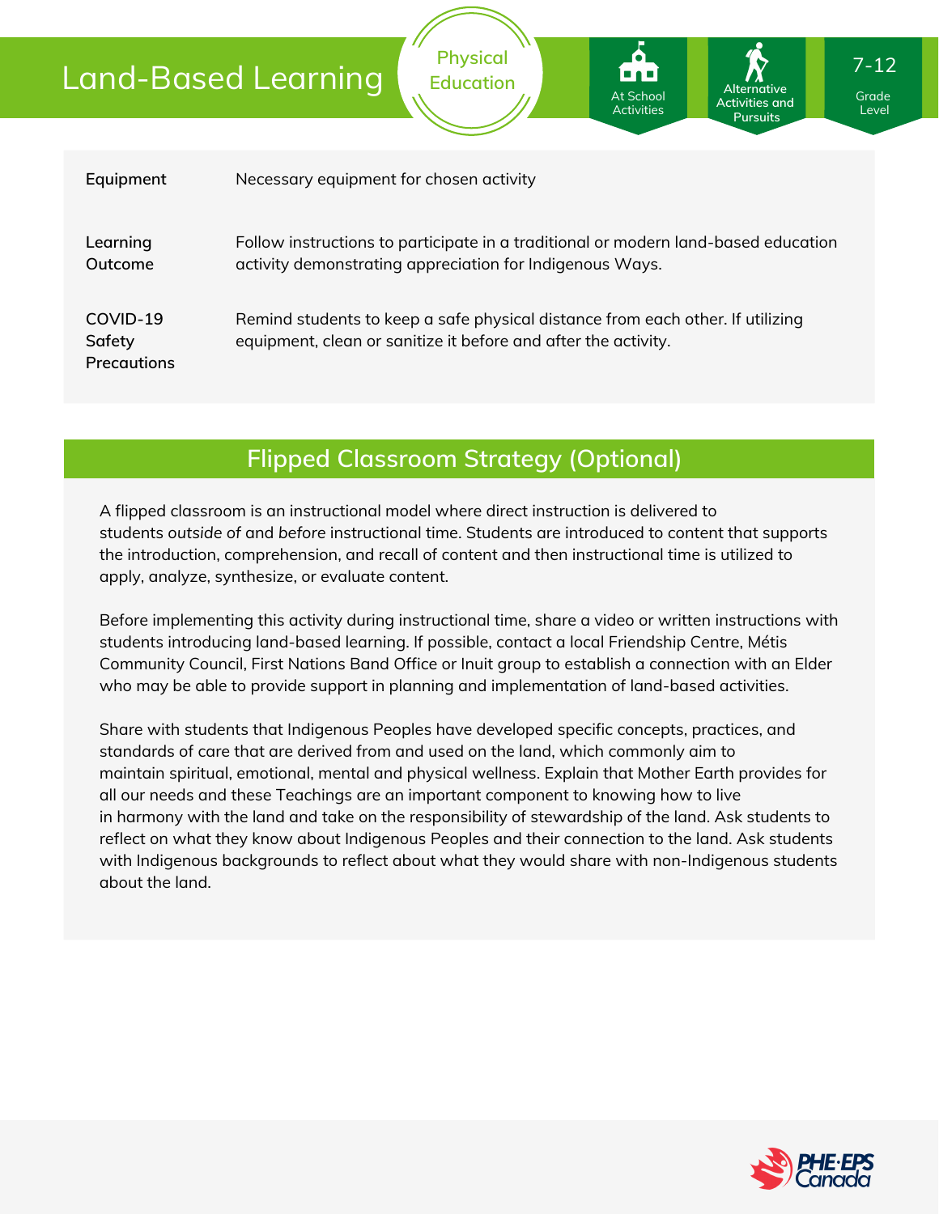# Land-Based Learning

Physical Education

At School Activities | Alternative Activities and Pursuits | 7-12 Grade Level

| | |
|---|---|
| **Equipment** | Necessary equipment for chosen activity |
| **Learning Outcome** | Follow instructions to participate in a traditional or modern land-based education activity demonstrating appreciation for Indigenous Ways. |
| **COVID-19 Safety Precautions** | Remind students to keep a safe physical distance from each other. If utilizing equipment, clean or sanitize it before and after the activity. |

## Flipped Classroom Strategy (Optional)

A flipped classroom is an instructional model where direct instruction is delivered to students *outside* of and *before* instructional time. Students are introduced to content that supports the introduction, comprehension, and recall of content and then instructional time is utilized to apply, analyze, synthesize, or evaluate content.

Before implementing this activity during instructional time, share a video or written instructions with students introducing land-based learning. If possible, contact a local Friendship Centre, Métis Community Council, First Nations Band Office or Inuit group to establish a connection with an Elder who may be able to provide support in planning and implementation of land-based activities.

Share with students that Indigenous Peoples have developed specific concepts, practices, and standards of care that are derived from and used on the land, which commonly aim to maintain spiritual, emotional, mental and physical wellness. Explain that Mother Earth provides for all our needs and these Teachings are an important component to knowing how to live in harmony with the land and take on the responsibility of stewardship of the land. Ask students to reflect on what they know about Indigenous Peoples and their connection to the land. Ask students with Indigenous backgrounds to reflect about what they would share with non-Indigenous students about the land.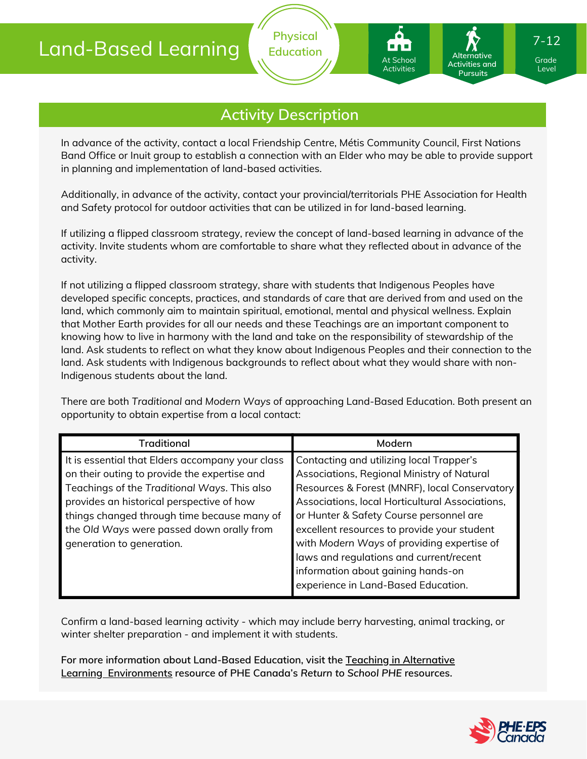# Land-Based Learning

Physical Education

At School Activities | Alternative Activities and Pursuits | 7-12 Grade Level

## Activity Description

In advance of the activity, contact a local Friendship Centre, Métis Community Council, First Nations Band Office or Inuit group to establish a connection with an Elder who may be able to provide support in planning and implementation of land-based activities.

Additionally, in advance of the activity, contact your provincial/territorials PHE Association for Health and Safety protocol for outdoor activities that can be utilized in for land-based learning.

If utilizing a flipped classroom strategy, review the concept of land-based learning in advance of the activity. Invite students whom are comfortable to share what they reflected about in advance of the activity.

If not utilizing a flipped classroom strategy, share with students that Indigenous Peoples have developed specific concepts, practices, and standards of care that are derived from and used on the land, which commonly aim to maintain spiritual, emotional, mental and physical wellness. Explain that Mother Earth provides for all our needs and these Teachings are an important component to knowing how to live in harmony with the land and take on the responsibility of stewardship of the land. Ask students to reflect on what they know about Indigenous Peoples and their connection to the land. Ask students with Indigenous backgrounds to reflect about what they would share with non-Indigenous students about the land.

There are both *Traditional* and *Modern Ways* of approaching Land-Based Education. Both present an opportunity to obtain expertise from a local contact:

| Traditional | Modern |
| --- | --- |
| It is essential that Elders accompany your class on their outing to provide the expertise and Teachings of the *Traditional Ways*. This also provides an historical perspective of how things changed through time because many of the *Old Ways* were passed down orally from generation to generation. | Contacting and utilizing local Trapper's Associations, Regional Ministry of Natural Resources & Forest (MNRF), local Conservatory Associations, local Horticultural Associations, or Hunter & Safety Course personnel are excellent resources to provide your student with *Modern Ways* of providing expertise of laws and regulations and current/recent information about gaining hands-on experience in Land-Based Education. |

Confirm a land-based learning activity - which may include berry harvesting, animal tracking, or winter shelter preparation - and implement it with students.

**For more information about Land-Based Education, visit the Teaching in Alternative Learning Environments resource of PHE Canada's *Return to School PHE* resources.**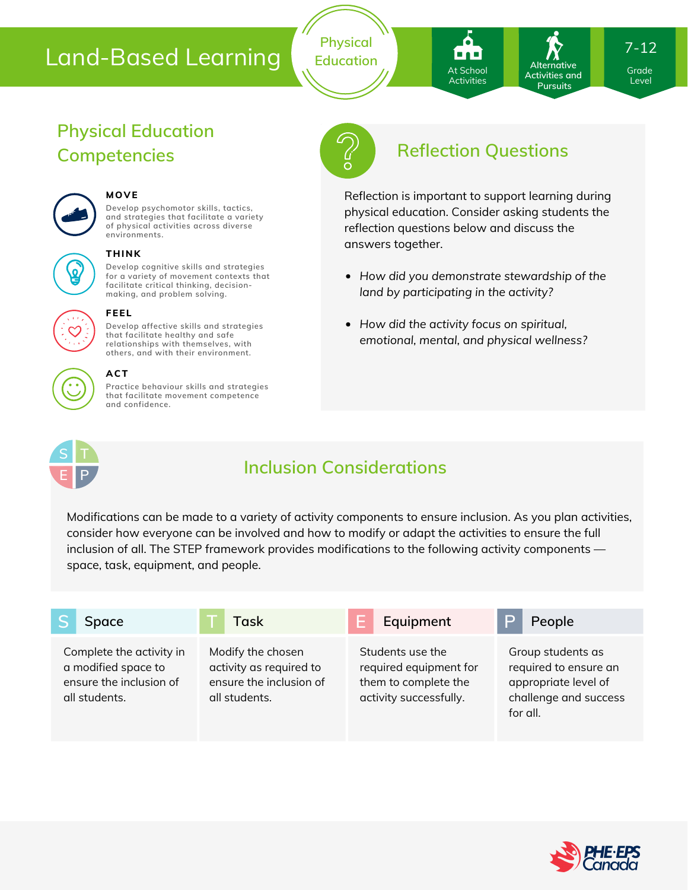# Land-Based Learning

Physical Education

At School Activities | Alternative Activities and Pursuits | 7-12 Grade Level

## Physical Education Competencies

**MOVE**
Develop psychomotor skills, tactics, and strategies that facilitate a variety of physical activities across diverse environments.

**THINK**
Develop cognitive skills and strategies for a variety of movement contexts that facilitate critical thinking, decision-making, and problem solving.

**FEEL**
Develop affective skills and strategies that facilitate healthy and safe relationships with themselves, with others, and with their environment.

**ACT**
Practice behaviour skills and strategies that facilitate movement competence and confidence.

## Reflection Questions

Reflection is important to support learning during physical education. Consider asking students the reflection questions below and discuss the answers together.

- *How did you demonstrate stewardship of the land by participating in the activity?*
- *How did the activity focus on spiritual, emotional, mental, and physical wellness?*

## Inclusion Considerations

Modifications can be made to a variety of activity components to ensure inclusion. As you plan activities, consider how everyone can be involved and how to modify or adapt the activities to ensure the full inclusion of all. The STEP framework provides modifications to the following activity components — space, task, equipment, and people.

| S Space | T Task | E Equipment | P People |
|---|---|---|---|
| Complete the activity in a modified space to ensure the inclusion of all students. | Modify the chosen activity as required to ensure the inclusion of all students. | Students use the required equipment for them to complete the activity successfully. | Group students as required to ensure an appropriate level of challenge and success for all. |

PHE·EPS Canada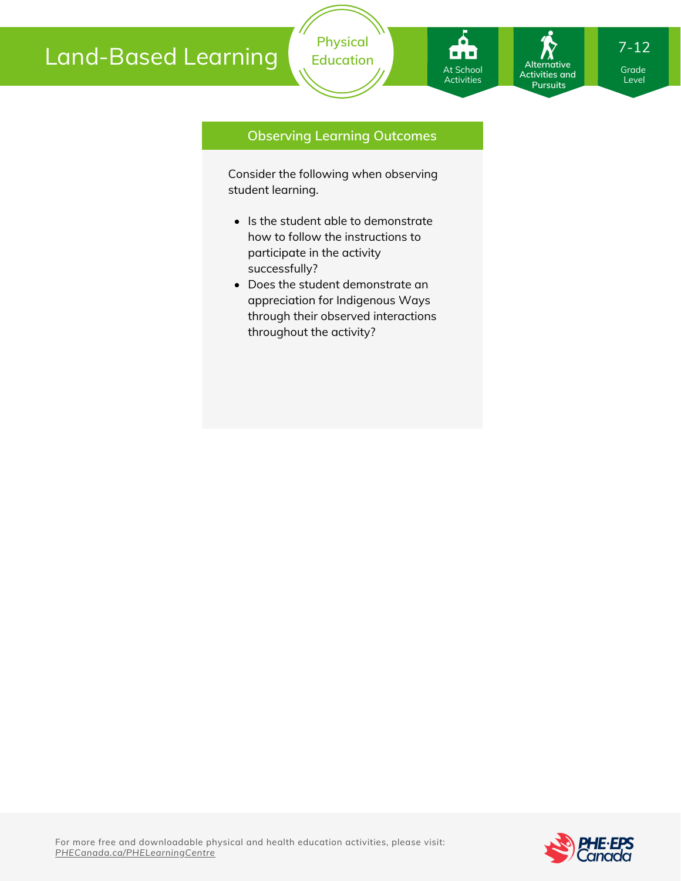## Observing Learning Outcomes

Consider the following when observing student learning.

- Is the student able to demonstrate how to follow the instructions to participate in the activity successfully?
- Does the student demonstrate an appreciation for Indigenous Ways through their observed interactions throughout the activity?